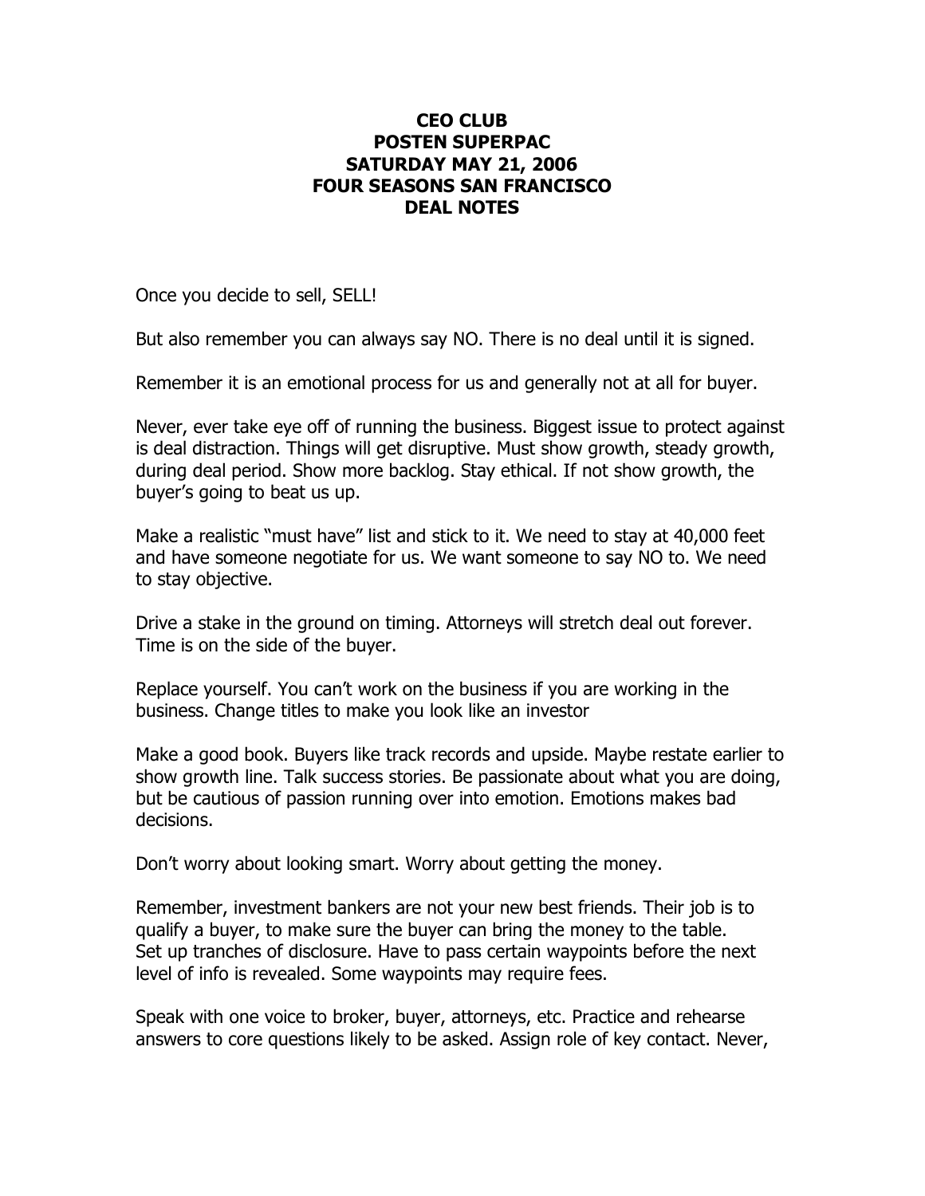**CEO CLUB**
**POSTEN SUPERPAC**
**SATURDAY MAY 21, 2006**
**FOUR SEASONS SAN FRANCISCO**
**DEAL NOTES**

Once you decide to sell, SELL!

But also remember you can always say NO. There is no deal until it is signed.

Remember it is an emotional process for us and generally not at all for buyer.

Never, ever take eye off of running the business. Biggest issue to protect against is deal distraction. Things will get disruptive. Must show growth, steady growth, during deal period. Show more backlog. Stay ethical. If not show growth, the buyer's going to beat us up.

Make a realistic "must have" list and stick to it. We need to stay at 40,000 feet and have someone negotiate for us. We want someone to say NO to. We need to stay objective.

Drive a stake in the ground on timing. Attorneys will stretch deal out forever. Time is on the side of the buyer.

Replace yourself. You can't work on the business if you are working in the business. Change titles to make you look like an investor

Make a good book. Buyers like track records and upside. Maybe restate earlier to show growth line. Talk success stories. Be passionate about what you are doing, but be cautious of passion running over into emotion. Emotions makes bad decisions.

Don't worry about looking smart. Worry about getting the money.

Remember, investment bankers are not your new best friends. Their job is to qualify a buyer, to make sure the buyer can bring the money to the table.
Set up tranches of disclosure. Have to pass certain waypoints before the next level of info is revealed. Some waypoints may require fees.

Speak with one voice to broker, buyer, attorneys, etc. Practice and rehearse answers to core questions likely to be asked. Assign role of key contact. Never,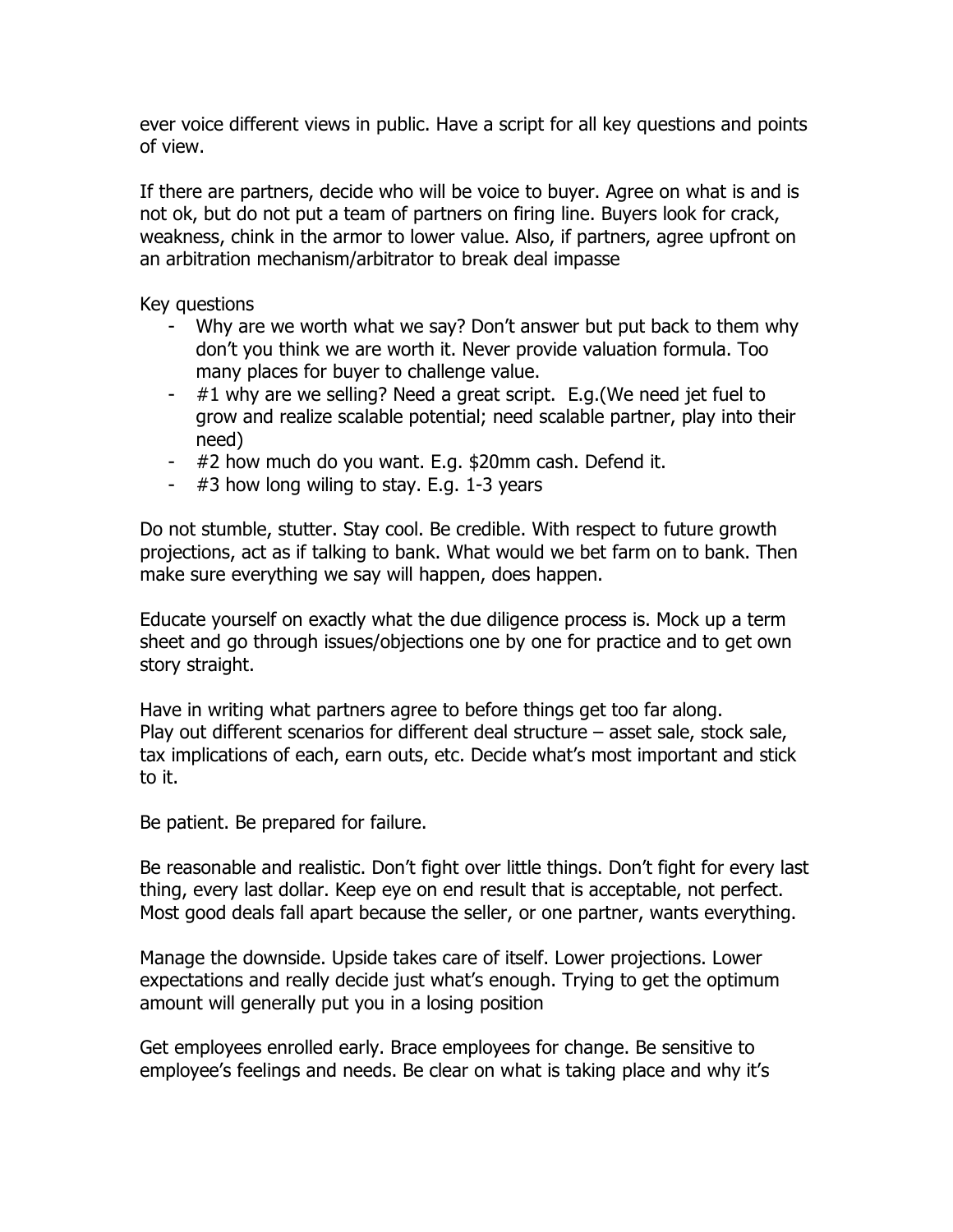ever voice different views in public. Have a script for all key questions and points of view.

If there are partners, decide who will be voice to buyer. Agree on what is and is not ok, but do not put a team of partners on firing line. Buyers look for crack, weakness, chink in the armor to lower value. Also, if partners, agree upfront on an arbitration mechanism/arbitrator to break deal impasse

Key questions

- Why are we worth what we say? Don't answer but put back to them why don't you think we are worth it. Never provide valuation formula. Too many places for buyer to challenge value.
- #1 why are we selling? Need a great script. E.g.(We need jet fuel to grow and realize scalable potential; need scalable partner, play into their need)
- #2 how much do you want. E.g. $20mm cash. Defend it.
- #3 how long wiling to stay. E.g. 1-3 years

Do not stumble, stutter. Stay cool. Be credible. With respect to future growth projections, act as if talking to bank. What would we bet farm on to bank. Then make sure everything we say will happen, does happen.

Educate yourself on exactly what the due diligence process is. Mock up a term sheet and go through issues/objections one by one for practice and to get own story straight.

Have in writing what partners agree to before things get too far along.
Play out different scenarios for different deal structure – asset sale, stock sale, tax implications of each, earn outs, etc. Decide what's most important and stick to it.

Be patient. Be prepared for failure.

Be reasonable and realistic. Don't fight over little things. Don't fight for every last thing, every last dollar. Keep eye on end result that is acceptable, not perfect. Most good deals fall apart because the seller, or one partner, wants everything.

Manage the downside. Upside takes care of itself. Lower projections. Lower expectations and really decide just what's enough. Trying to get the optimum amount will generally put you in a losing position

Get employees enrolled early. Brace employees for change. Be sensitive to employee's feelings and needs. Be clear on what is taking place and why it's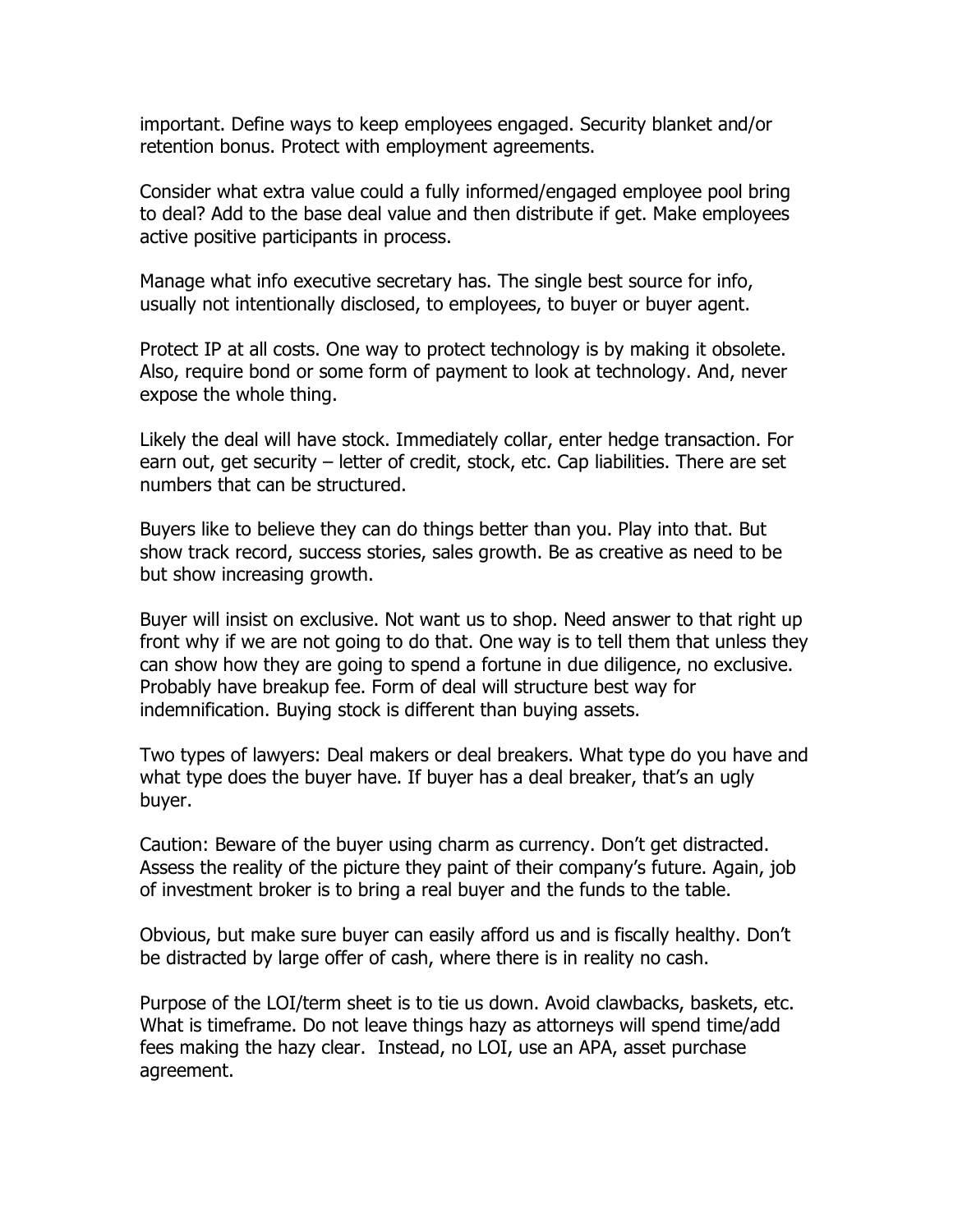important. Define ways to keep employees engaged. Security blanket and/or retention bonus. Protect with employment agreements.

Consider what extra value could a fully informed/engaged employee pool bring to deal? Add to the base deal value and then distribute if get. Make employees active positive participants in process.

Manage what info executive secretary has. The single best source for info, usually not intentionally disclosed, to employees, to buyer or buyer agent.

Protect IP at all costs. One way to protect technology is by making it obsolete. Also, require bond or some form of payment to look at technology. And, never expose the whole thing.

Likely the deal will have stock. Immediately collar, enter hedge transaction. For earn out, get security – letter of credit, stock, etc. Cap liabilities. There are set numbers that can be structured.

Buyers like to believe they can do things better than you. Play into that. But show track record, success stories, sales growth. Be as creative as need to be but show increasing growth.

Buyer will insist on exclusive. Not want us to shop. Need answer to that right up front why if we are not going to do that. One way is to tell them that unless they can show how they are going to spend a fortune in due diligence, no exclusive. Probably have breakup fee. Form of deal will structure best way for indemnification. Buying stock is different than buying assets.

Two types of lawyers: Deal makers or deal breakers. What type do you have and what type does the buyer have. If buyer has a deal breaker, that's an ugly buyer.

Caution: Beware of the buyer using charm as currency. Don't get distracted. Assess the reality of the picture they paint of their company's future. Again, job of investment broker is to bring a real buyer and the funds to the table.

Obvious, but make sure buyer can easily afford us and is fiscally healthy. Don't be distracted by large offer of cash, where there is in reality no cash.

Purpose of the LOI/term sheet is to tie us down. Avoid clawbacks, baskets, etc. What is timeframe. Do not leave things hazy as attorneys will spend time/add fees making the hazy clear. Instead, no LOI, use an APA, asset purchase agreement.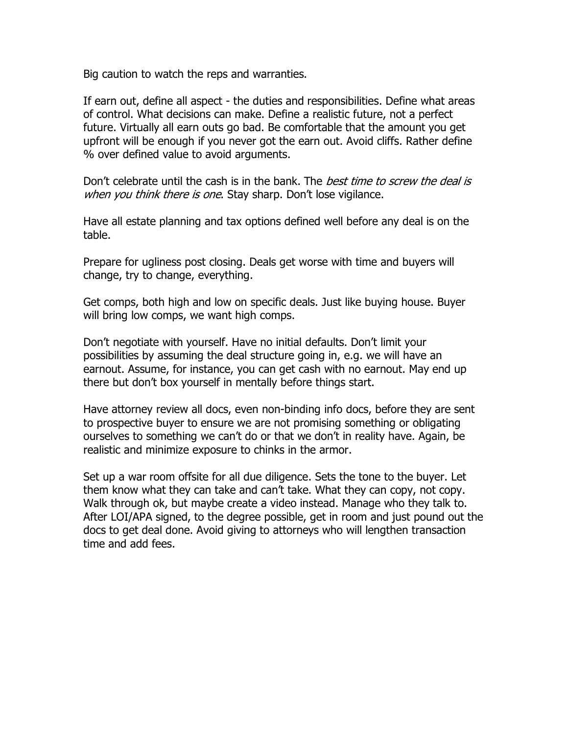Big caution to watch the reps and warranties.

If earn out, define all aspect - the duties and responsibilities. Define what areas of control. What decisions can make. Define a realistic future, not a perfect future. Virtually all earn outs go bad. Be comfortable that the amount you get upfront will be enough if you never got the earn out. Avoid cliffs. Rather define % over defined value to avoid arguments.

Don't celebrate until the cash is in the bank. The *best time to screw the deal is when you think there is one*. Stay sharp. Don't lose vigilance.

Have all estate planning and tax options defined well before any deal is on the table.

Prepare for ugliness post closing. Deals get worse with time and buyers will change, try to change, everything.

Get comps, both high and low on specific deals. Just like buying house. Buyer will bring low comps, we want high comps.

Don't negotiate with yourself. Have no initial defaults. Don't limit your possibilities by assuming the deal structure going in, e.g. we will have an earnout. Assume, for instance, you can get cash with no earnout. May end up there but don't box yourself in mentally before things start.

Have attorney review all docs, even non-binding info docs, before they are sent to prospective buyer to ensure we are not promising something or obligating ourselves to something we can't do or that we don't in reality have. Again, be realistic and minimize exposure to chinks in the armor.

Set up a war room offsite for all due diligence. Sets the tone to the buyer. Let them know what they can take and can't take. What they can copy, not copy. Walk through ok, but maybe create a video instead. Manage who they talk to. After LOI/APA signed, to the degree possible, get in room and just pound out the docs to get deal done. Avoid giving to attorneys who will lengthen transaction time and add fees.